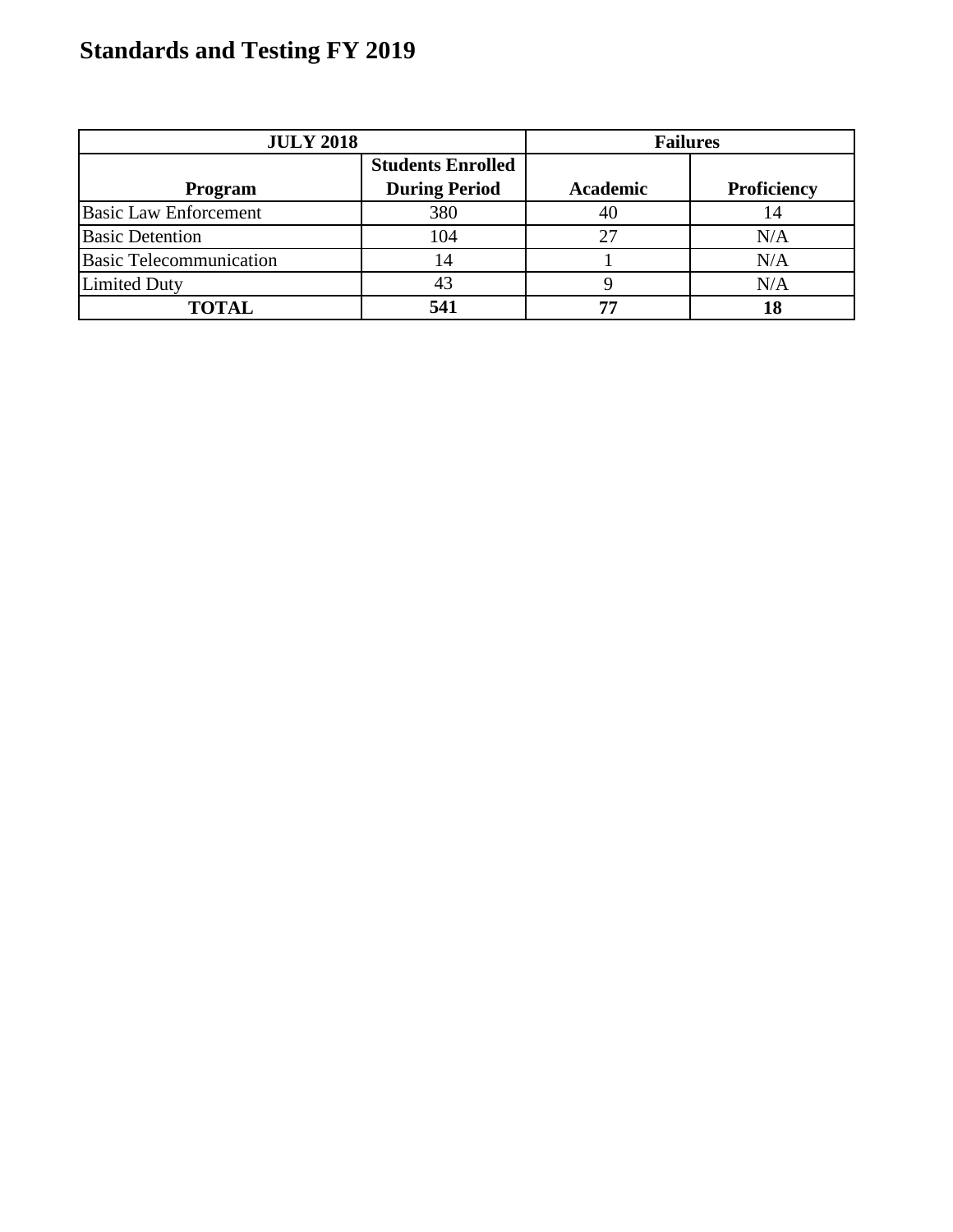# Standards and Testing FY 2019

| JULY 2018 | | Failures | |
|---|---|---|---|
| **Program** | **Students Enrolled During Period** | **Academic** | **Proficiency** |
| Basic Law Enforcement | 380 | 40 | 14 |
| Basic Detention | 104 | 27 | N/A |
| Basic Telecommunication | 14 | 1 | N/A |
| Limited Duty | 43 | 9 | N/A |
| **TOTAL** | **541** | **77** | **18** |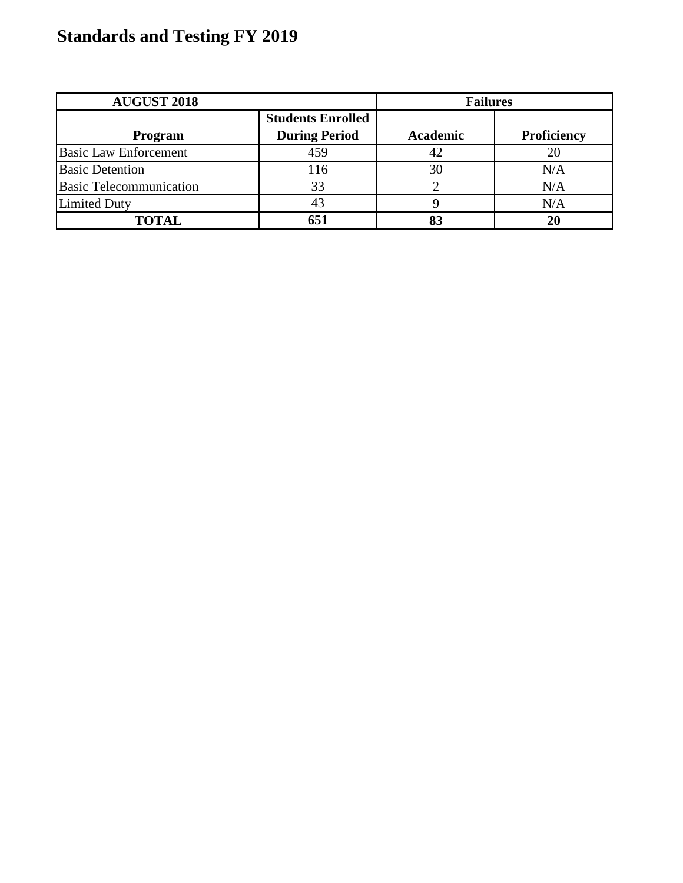# Standards and Testing FY 2019

| AUGUST 2018 | | Failures | |
|---|---|---|---|
| **Program** | **Students Enrolled During Period** | **Academic** | **Proficiency** |
| Basic Law Enforcement | 459 | 42 | 20 |
| Basic Detention | 116 | 30 | N/A |
| Basic Telecommunication | 33 | 2 | N/A |
| Limited Duty | 43 | 9 | N/A |
| **TOTAL** | **651** | **83** | **20** |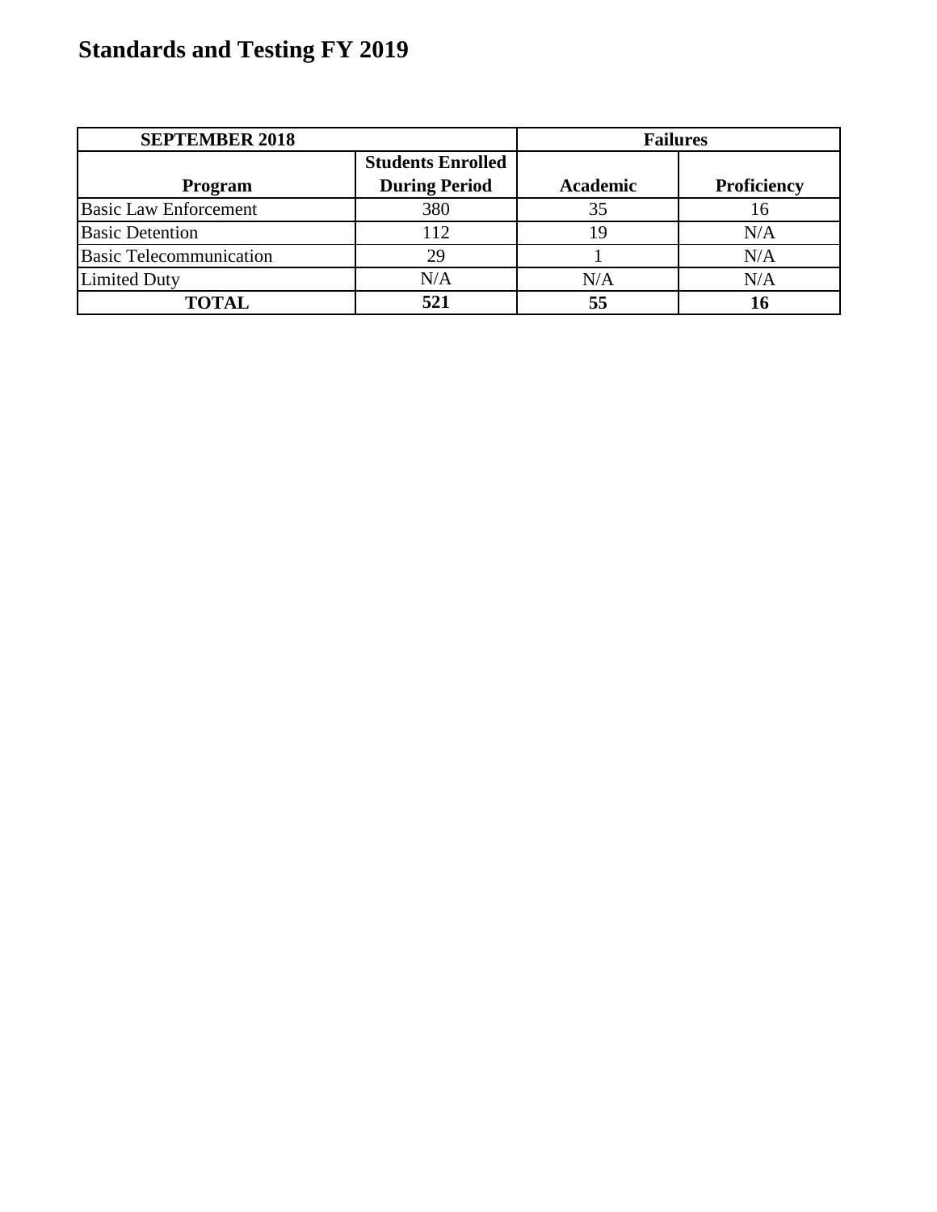# Standards and Testing FY 2019

| SEPTEMBER 2018 | | Failures | |
|---|---|---|---|
| **Program** | **Students Enrolled During Period** | **Academic** | **Proficiency** |
| Basic Law Enforcement | 380 | 35 | 16 |
| Basic Detention | 112 | 19 | N/A |
| Basic Telecommunication | 29 | 1 | N/A |
| Limited Duty | N/A | N/A | N/A |
| **TOTAL** | **521** | **55** | **16** |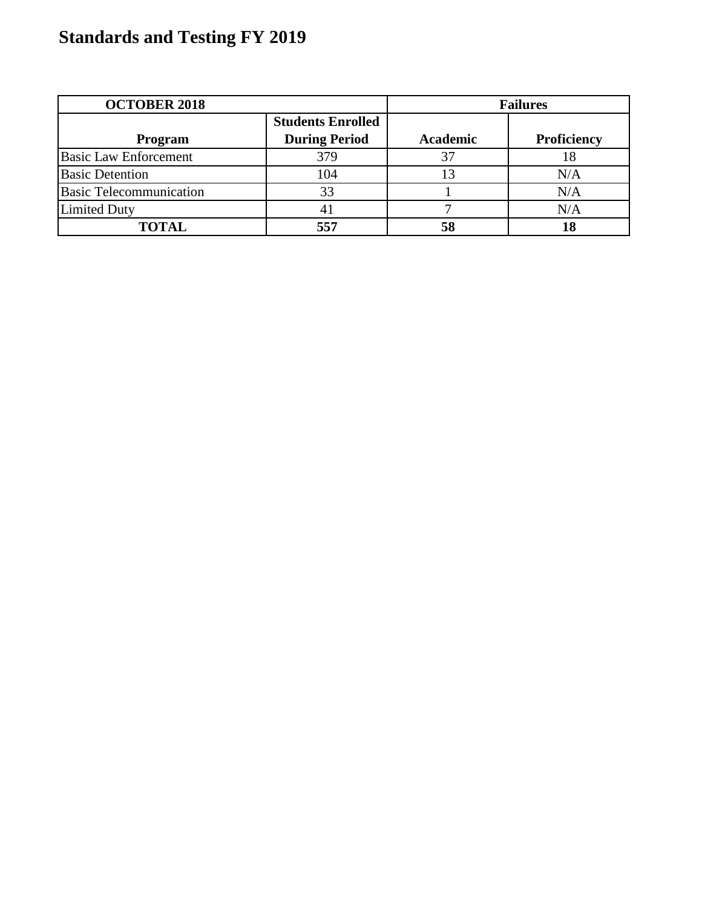# Standards and Testing FY 2019

| OCTOBER 2018 | | Failures | |
|---|---|---|---|
| Program | Students Enrolled During Period | Academic | Proficiency |
| Basic Law Enforcement | 379 | 37 | 18 |
| Basic Detention | 104 | 13 | N/A |
| Basic Telecommunication | 33 | 1 | N/A |
| Limited Duty | 41 | 7 | N/A |
| **TOTAL** | **557** | **58** | **18** |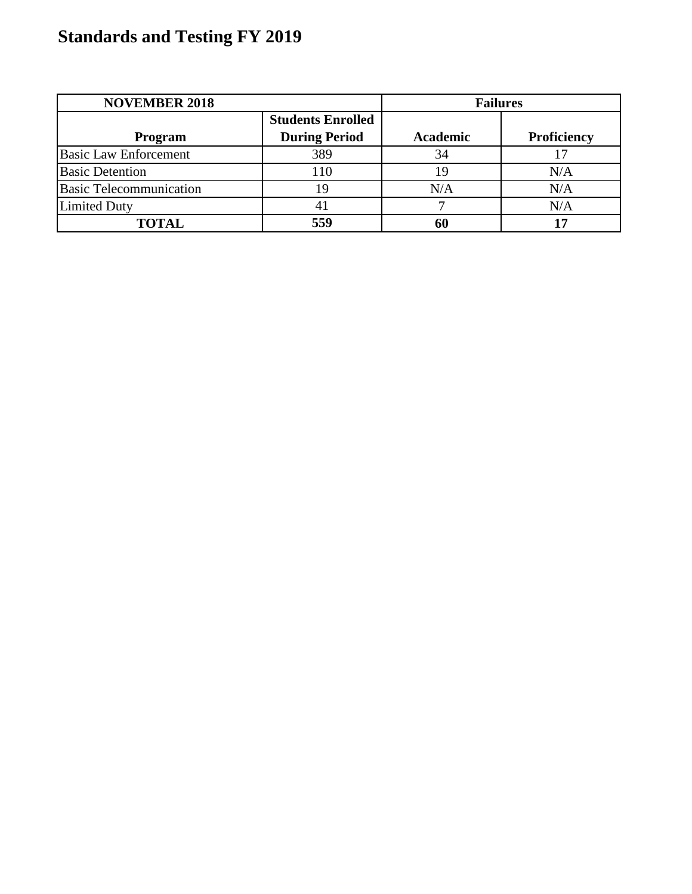# Standards and Testing FY 2019

| NOVEMBER 2018 | | Failures | |
|---|---|---|---|
| **Program** | **Students Enrolled During Period** | **Academic** | **Proficiency** |
| Basic Law Enforcement | 389 | 34 | 17 |
| Basic Detention | 110 | 19 | N/A |
| Basic Telecommunication | 19 | N/A | N/A |
| Limited Duty | 41 | 7 | N/A |
| **TOTAL** | **559** | **60** | **17** |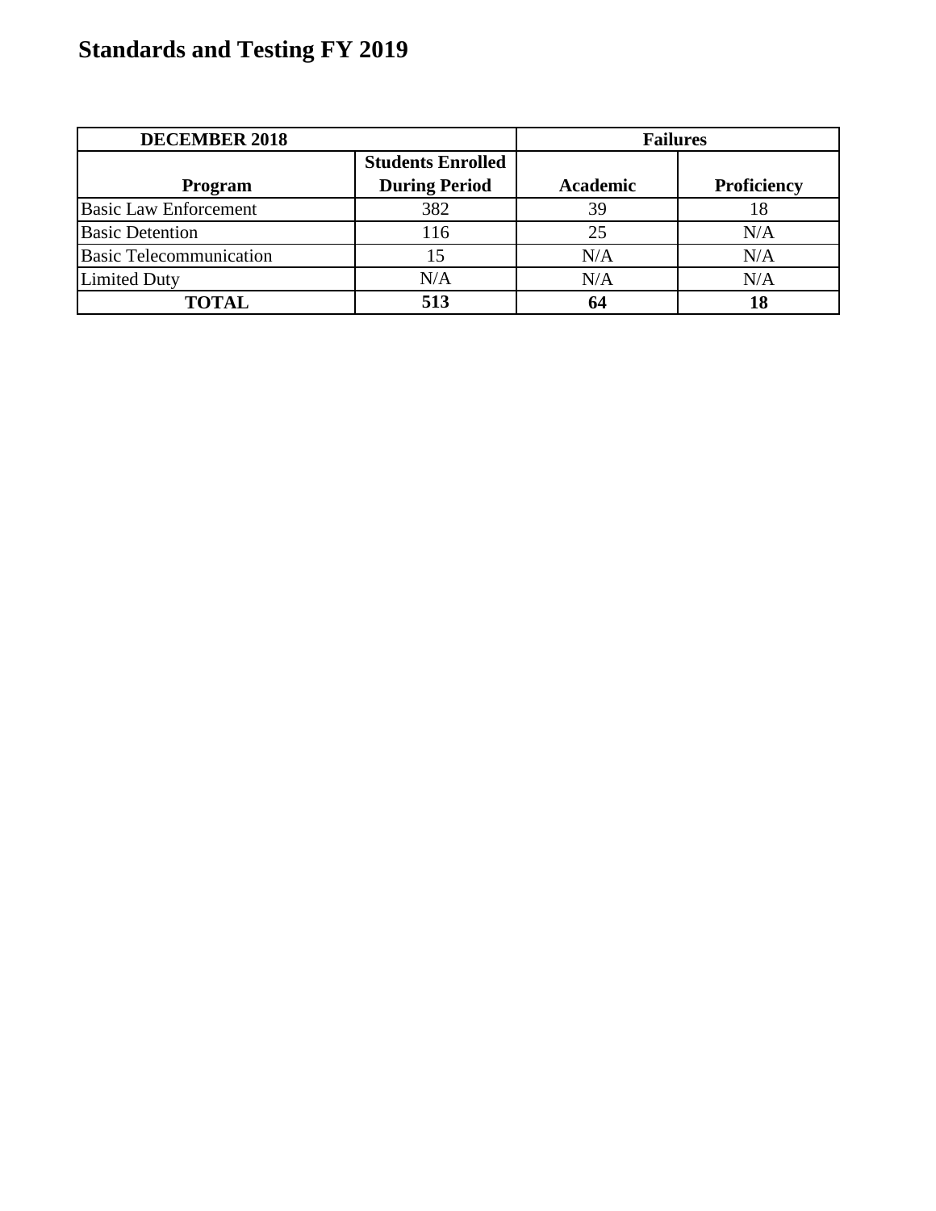# Standards and Testing FY 2019

| DECEMBER 2018 | | Failures | |
|---|---|---|---|
| **Program** | **Students Enrolled During Period** | **Academic** | **Proficiency** |
| Basic Law Enforcement | 382 | 39 | 18 |
| Basic Detention | 116 | 25 | N/A |
| Basic Telecommunication | 15 | N/A | N/A |
| Limited Duty | N/A | N/A | N/A |
| **TOTAL** | **513** | **64** | **18** |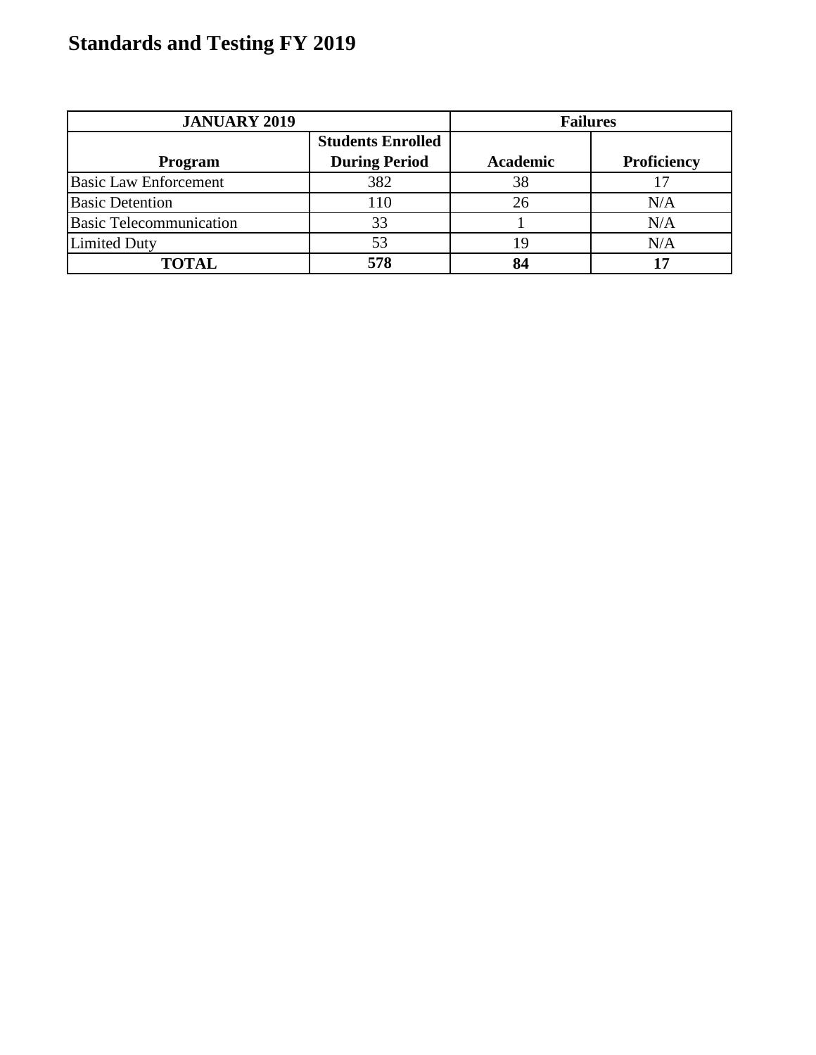# Standards and Testing FY 2019

| JANUARY 2019 | | Failures | |
|---|---|---|---|
| Program | Students Enrolled During Period | Academic | Proficiency |
| Basic Law Enforcement | 382 | 38 | 17 |
| Basic Detention | 110 | 26 | N/A |
| Basic Telecommunication | 33 | 1 | N/A |
| Limited Duty | 53 | 19 | N/A |
| **TOTAL** | **578** | **84** | **17** |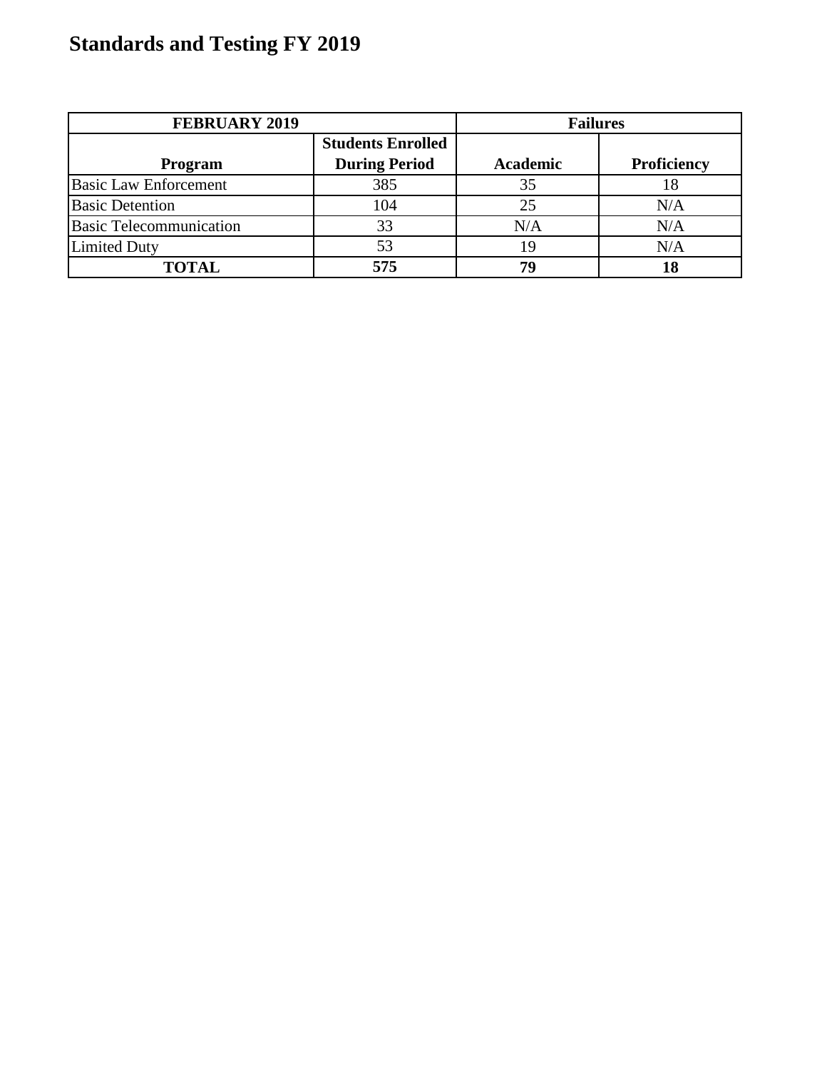# Standards and Testing FY 2019

| FEBRUARY 2019 | | Failures | |
|---|---|---|---|
| **Program** | **Students Enrolled During Period** | **Academic** | **Proficiency** |
| Basic Law Enforcement | 385 | 35 | 18 |
| Basic Detention | 104 | 25 | N/A |
| Basic Telecommunication | 33 | N/A | N/A |
| Limited Duty | 53 | 19 | N/A |
| **TOTAL** | **575** | **79** | **18** |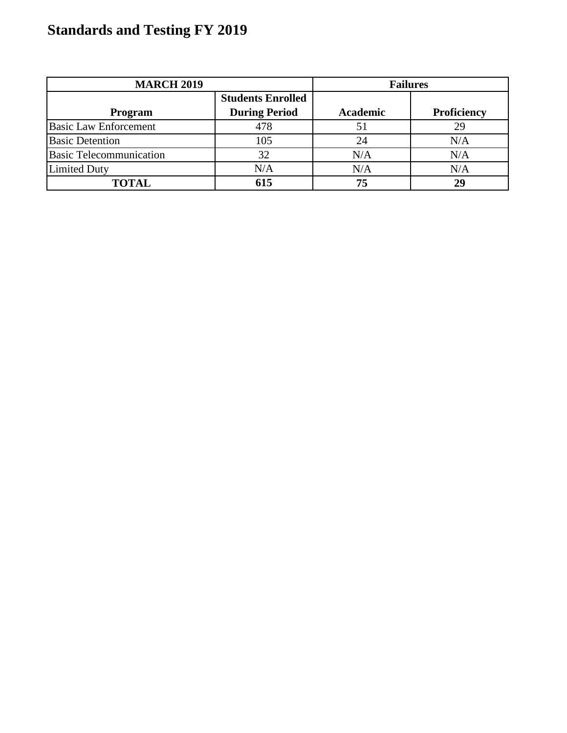# Standards and Testing FY 2019

| MARCH 2019 | | Failures | |
|---|---|---|---|
| **Program** | **Students Enrolled During Period** | **Academic** | **Proficiency** |
| Basic Law Enforcement | 478 | 51 | 29 |
| Basic Detention | 105 | 24 | N/A |
| Basic Telecommunication | 32 | N/A | N/A |
| Limited Duty | N/A | N/A | N/A |
| **TOTAL** | **615** | **75** | **29** |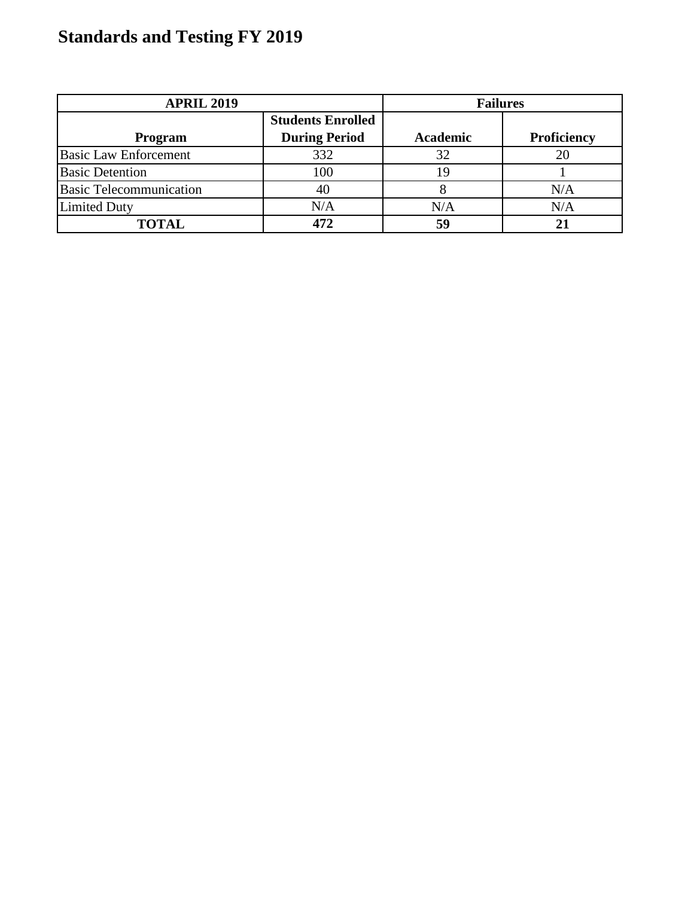# Standards and Testing FY 2019

| APRIL 2019 | | Failures | |
|---|---|---|---|
| **Program** | **Students Enrolled During Period** | **Academic** | **Proficiency** |
| Basic Law Enforcement | 332 | 32 | 20 |
| Basic Detention | 100 | 19 | 1 |
| Basic Telecommunication | 40 | 8 | N/A |
| Limited Duty | N/A | N/A | N/A |
| **TOTAL** | **472** | **59** | **21** |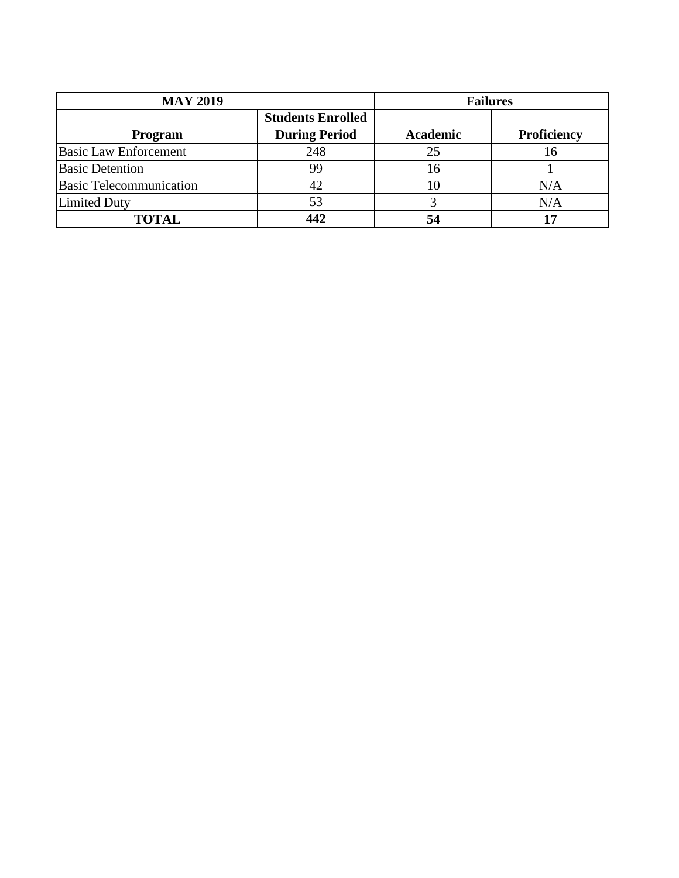| MAY 2019 | | Failures | |
| --- | --- | --- | --- |
| **Program** | **Students Enrolled During Period** | **Academic** | **Proficiency** |
| Basic Law Enforcement | 248 | 25 | 16 |
| Basic Detention | 99 | 16 | 1 |
| Basic Telecommunication | 42 | 10 | N/A |
| Limited Duty | 53 | 3 | N/A |
| **TOTAL** | **442** | **54** | **17** |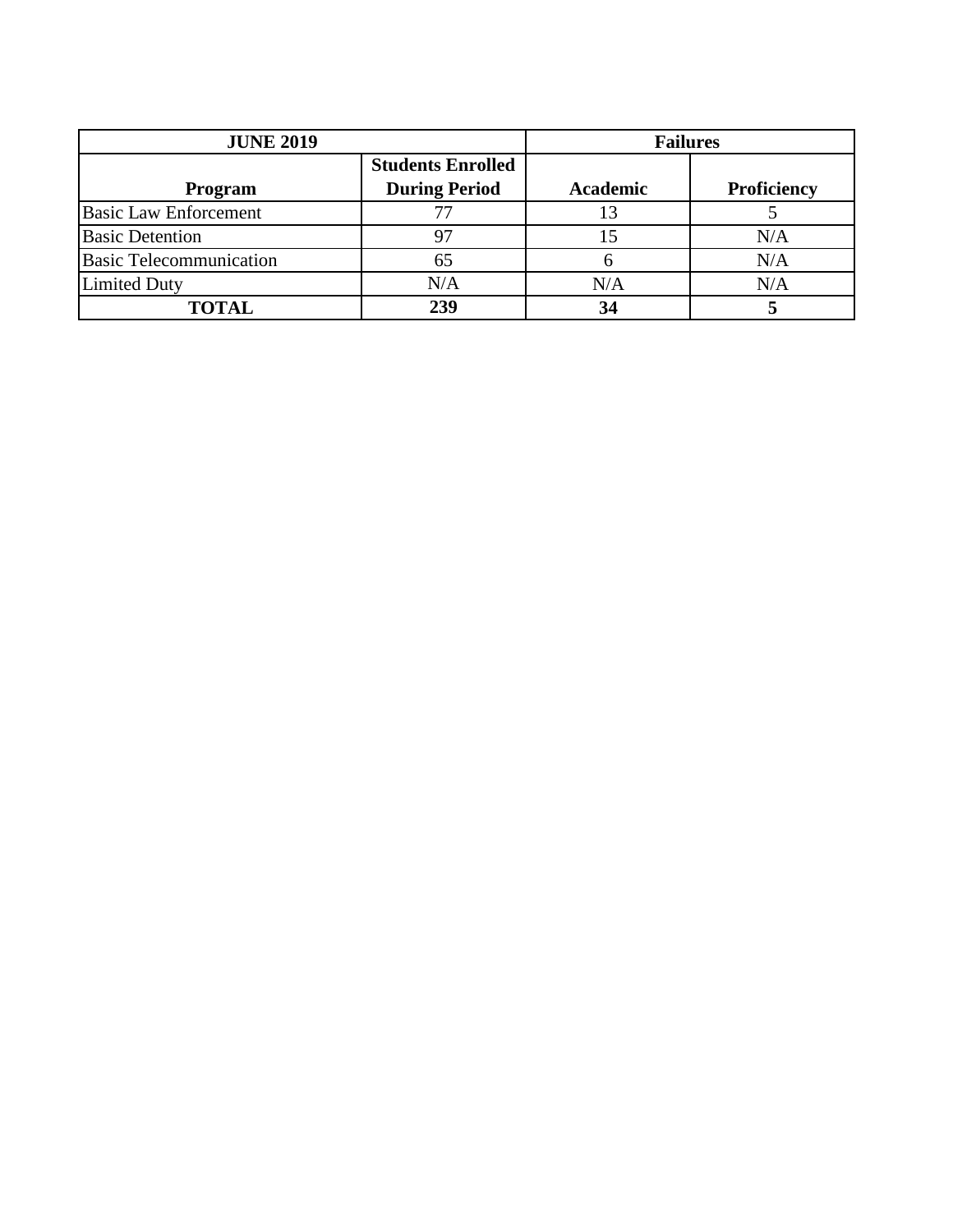| JUNE 2019 | | Failures | |
|---|---|---|---|
| Program | Students Enrolled During Period | Academic | Proficiency |
| Basic Law Enforcement | 77 | 13 | 5 |
| Basic Detention | 97 | 15 | N/A |
| Basic Telecommunication | 65 | 6 | N/A |
| Limited Duty | N/A | N/A | N/A |
| **TOTAL** | **239** | **34** | **5** |